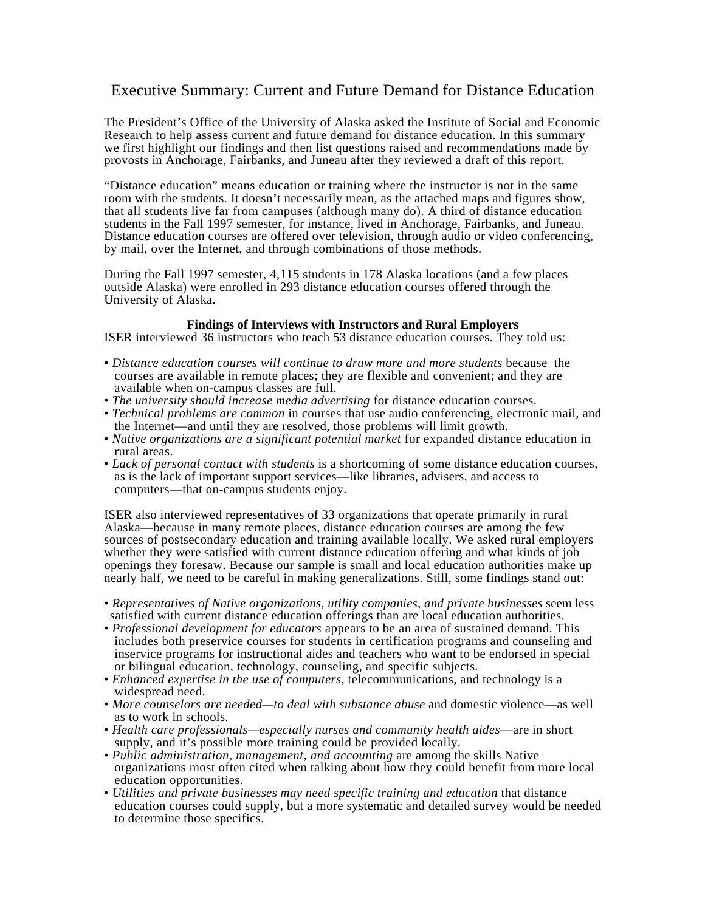# Executive Summary: Current and Future Demand for Distance Education

The President's Office of the University of Alaska asked the Institute of Social and Economic Research to help assess current and future demand for distance education. In this summary we first highlight our findings and then list questions raised and recommendations made by provosts in Anchorage, Fairbanks, and Juneau after they reviewed a draft of this report.

"Distance education" means education or training where the instructor is not in the same room with the students. It doesn't necessarily mean, as the attached maps and figures show, that all students live far from campuses (although many do). A third of distance education students in the Fall 1997 semester, for instance, lived in Anchorage, Fairbanks, and Juneau. Distance education courses are offered over television, through audio or video conferencing, by mail, over the Internet, and through combinations of those methods.

During the Fall 1997 semester, 4,115 students in 178 Alaska locations (and a few places outside Alaska) were enrolled in 293 distance education courses offered through the University of Alaska.

**Findings of Interviews with Instructors and Rural Employers**

ISER interviewed 36 instructors who teach 53 distance education courses. They told us:

- *Distance education courses will continue to draw more and more students* because the courses are available in remote places; they are flexible and convenient; and they are available when on-campus classes are full.
- *The university should increase media advertising* for distance education courses.
- *Technical problems are common* in courses that use audio conferencing, electronic mail, and the Internet—and until they are resolved, those problems will limit growth.
- *Native organizations are a significant potential market* for expanded distance education in rural areas.
- *Lack of personal contact with students* is a shortcoming of some distance education courses, as is the lack of important support services—like libraries, advisers, and access to computers—that on-campus students enjoy.

ISER also interviewed representatives of 33 organizations that operate primarily in rural Alaska—because in many remote places, distance education courses are among the few sources of postsecondary education and training available locally. We asked rural employers whether they were satisfied with current distance education offering and what kinds of job openings they foresaw. Because our sample is small and local education authorities make up nearly half, we need to be careful in making generalizations. Still, some findings stand out:

- *Representatives of Native organizations, utility companies, and private businesses* seem less satisfied with current distance education offerings than are local education authorities.
- *Professional development for educators* appears to be an area of sustained demand. This includes both preservice courses for students in certification programs and counseling and inservice programs for instructional aides and teachers who want to be endorsed in special or bilingual education, technology, counseling, and specific subjects.
- *Enhanced expertise in the use of computers*, telecommunications, and technology is a widespread need.
- *More counselors are needed—to deal with substance abuse* and domestic violence—as well as to work in schools.
- *Health care professionals—especially nurses and community health aides*—are in short supply, and it's possible more training could be provided locally.
- *Public administration, management, and accounting* are among the skills Native organizations most often cited when talking about how they could benefit from more local education opportunities.
- *Utilities and private businesses may need specific training and education* that distance education courses could supply, but a more systematic and detailed survey would be needed to determine those specifics.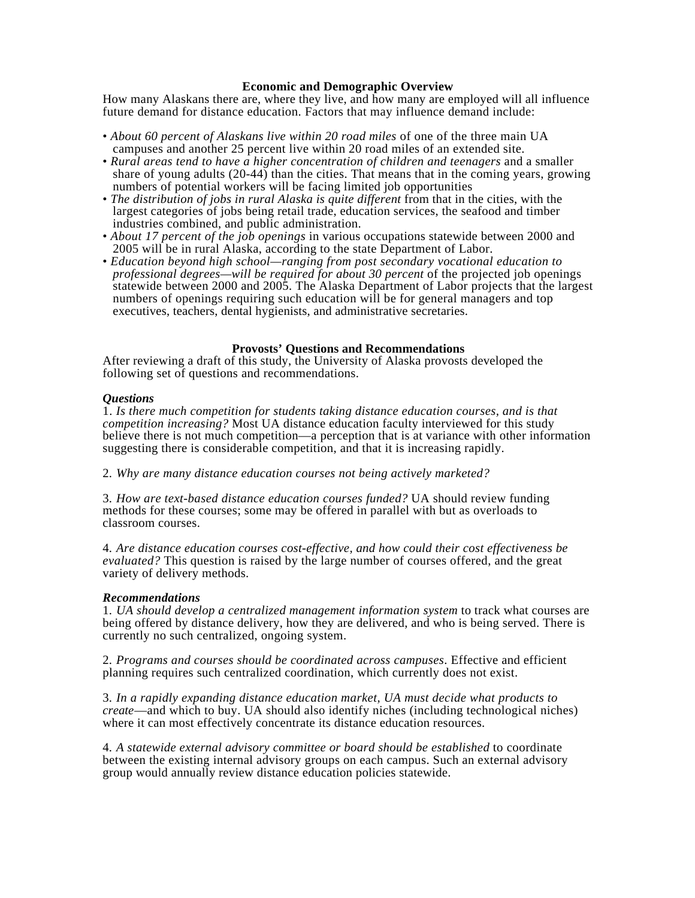## Economic and Demographic Overview

How many Alaskans there are, where they live, and how many are employed will all influence future demand for distance education. Factors that may influence demand include:

- *About 60 percent of Alaskans live within 20 road miles* of one of the three main UA campuses and another 25 percent live within 20 road miles of an extended site.
- *Rural areas tend to have a higher concentration of children and teenagers* and a smaller share of young adults (20-44) than the cities. That means that in the coming years, growing numbers of potential workers will be facing limited job opportunities
- *The distribution of jobs in rural Alaska is quite different* from that in the cities, with the largest categories of jobs being retail trade, education services, the seafood and timber industries combined, and public administration.
- *About 17 percent of the job openings* in various occupations statewide between 2000 and 2005 will be in rural Alaska, according to the state Department of Labor.
- *Education beyond high school—ranging from post secondary vocational education to professional degrees—will be required for about 30 percent* of the projected job openings statewide between 2000 and 2005. The Alaska Department of Labor projects that the largest numbers of openings requiring such education will be for general managers and top executives, teachers, dental hygienists, and administrative secretaries.

## Provosts' Questions and Recommendations

After reviewing a draft of this study, the University of Alaska provosts developed the following set of questions and recommendations.

***Questions***

1. *Is there much competition for students taking distance education courses, and is that competition increasing?* Most UA distance education faculty interviewed for this study believe there is not much competition—a perception that is at variance with other information suggesting there is considerable competition, and that it is increasing rapidly.

2. *Why are many distance education courses not being actively marketed?*

3. *How are text-based distance education courses funded?* UA should review funding methods for these courses; some may be offered in parallel with but as overloads to classroom courses.

4. *Are distance education courses cost-effective, and how could their cost effectiveness be evaluated?* This question is raised by the large number of courses offered, and the great variety of delivery methods.

***Recommendations***

1. *UA should develop a centralized management information system* to track what courses are being offered by distance delivery, how they are delivered, and who is being served. There is currently no such centralized, ongoing system.

2. *Programs and courses should be coordinated across campuses*. Effective and efficient planning requires such centralized coordination, which currently does not exist.

3. *In a rapidly expanding distance education market, UA must decide what products to create*—and which to buy. UA should also identify niches (including technological niches) where it can most effectively concentrate its distance education resources.

4. *A statewide external advisory committee or board should be established* to coordinate between the existing internal advisory groups on each campus. Such an external advisory group would annually review distance education policies statewide.